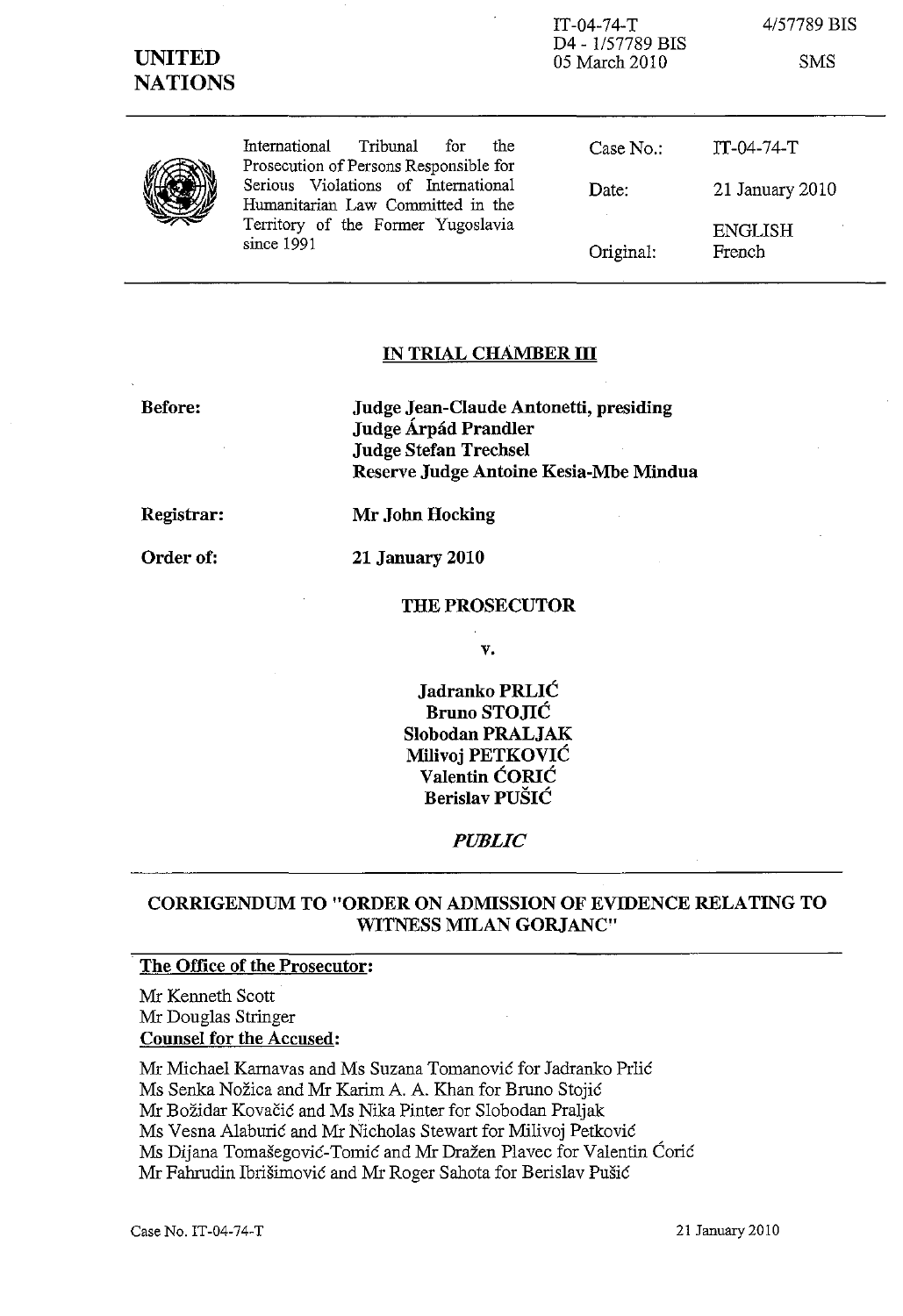IT-04-74-T 4/57789 BIS
D4 - 1/57789 BIS
05 March 2010 SMS

**UNITED NATIONS**

International Tribunal for the Prosecution of Persons Responsible for Serious Violations of International Humanitarian Law Committed in the Territory of the Former Yugoslavia since 1991

| | |
|---|---|
| Case No.: | IT-04-74-T |
| Date: | 21 January 2010 |
| Original: | ENGLISH<br>French |

## IN TRIAL CHAMBER III

**Before:**
**Judge Jean-Claude Antonetti, presiding**
**Judge Árpád Prandler**
**Judge Stefan Trechsel**
**Reserve Judge Antoine Kesia-Mbe Mindua**

**Registrar:** **Mr John Hocking**

**Order of:** **21 January 2010**

**THE PROSECUTOR**

**v.**

**Jadranko PRLIĆ**
**Bruno STOJIĆ**
**Slobodan PRALJAK**
**Milivoj PETKOVIĆ**
**Valentin ĆORIĆ**
**Berislav PUŠIĆ**

***PUBLIC***

## CORRIGENDUM TO "ORDER ON ADMISSION OF EVIDENCE RELATING TO WITNESS MILAN GORJANC"

**The Office of the Prosecutor:**

Mr Kenneth Scott
Mr Douglas Stringer

**Counsel for the Accused:**

Mr Michael Karnavas and Ms Suzana Tomanović for Jadranko Prlić
Ms Senka Nožica and Mr Karim A. A. Khan for Bruno Stojić
Mr Božidar Kovačić and Ms Nika Pinter for Slobodan Praljak
Ms Vesna Alaburić and Mr Nicholas Stewart for Milivoj Petković
Ms Dijana Tomašegović-Tomić and Mr Dražen Plavec for Valentin Ćorić
Mr Fahrudin Ibrišimović and Mr Roger Sahota for Berislav Pušić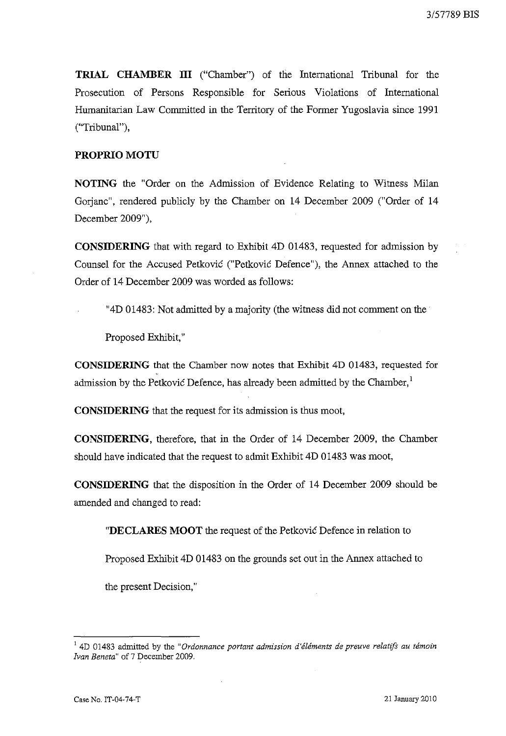**TRIAL CHAMBER III** ("Chamber") of the International Tribunal for the Prosecution of Persons Responsible for Serious Violations of International Humanitarian Law Committed in the Territory of the Former Yugoslavia since 1991 ("Tribunal"),

**PROPRIO MOTU**

**NOTING** the "Order on the Admission of Evidence Relating to Witness Milan Gorjanc", rendered publicly by the Chamber on 14 December 2009 ("Order of 14 December 2009"),

**CONSIDERING** that with regard to Exhibit 4D 01483, requested for admission by Counsel for the Accused Petković ("Petković Defence"), the Annex attached to the Order of 14 December 2009 was worded as follows:

> "4D 01483: Not admitted by a majority (the witness did not comment on the Proposed Exhibit,"

**CONSIDERING** that the Chamber now notes that Exhibit 4D 01483, requested for admission by the Petković Defence, has already been admitted by the Chamber,[1]

**CONSIDERING** that the request for its admission is thus moot,

**CONSIDERING**, therefore, that in the Order of 14 December 2009, the Chamber should have indicated that the request to admit Exhibit 4D 01483 was moot,

**CONSIDERING** that the disposition in the Order of 14 December 2009 should be amended and changed to read:

> "**DECLARES MOOT** the request of the Petković Defence in relation to Proposed Exhibit 4D 01483 on the grounds set out in the Annex attached to the present Decision,"

---

[1] 4D 01483 admitted by the "*Ordonnance portant admission d'éléments de preuve relatifs au témoin Ivan Beneta*" of 7 December 2009.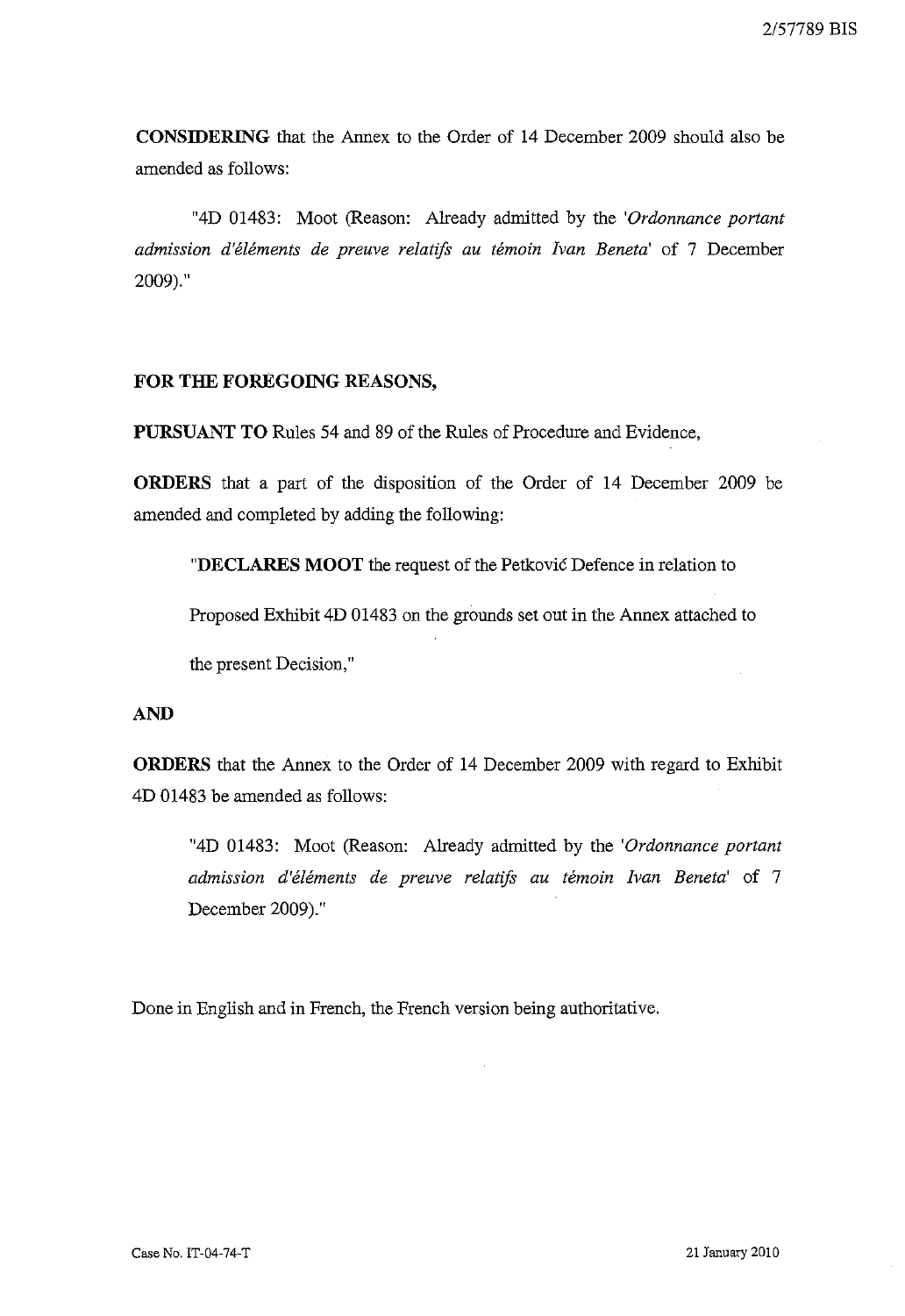**CONSIDERING** that the Annex to the Order of 14 December 2009 should also be amended as follows:

> "4D 01483: Moot (Reason: Already admitted by the '*Ordonnance portant admission d'éléments de preuve relatifs au témoin Ivan Beneta*' of 7 December 2009)."

**FOR THE FOREGOING REASONS,**

**PURSUANT TO** Rules 54 and 89 of the Rules of Procedure and Evidence,

**ORDERS** that a part of the disposition of the Order of 14 December 2009 be amended and completed by adding the following:

> "**DECLARES MOOT** the request of the Petković Defence in relation to Proposed Exhibit 4D 01483 on the grounds set out in the Annex attached to the present Decision,"

**AND**

**ORDERS** that the Annex to the Order of 14 December 2009 with regard to Exhibit 4D 01483 be amended as follows:

> "4D 01483: Moot (Reason: Already admitted by the '*Ordonnance portant admission d'éléments de preuve relatifs au témoin Ivan Beneta*' of 7 December 2009)."

Done in English and in French, the French version being authoritative.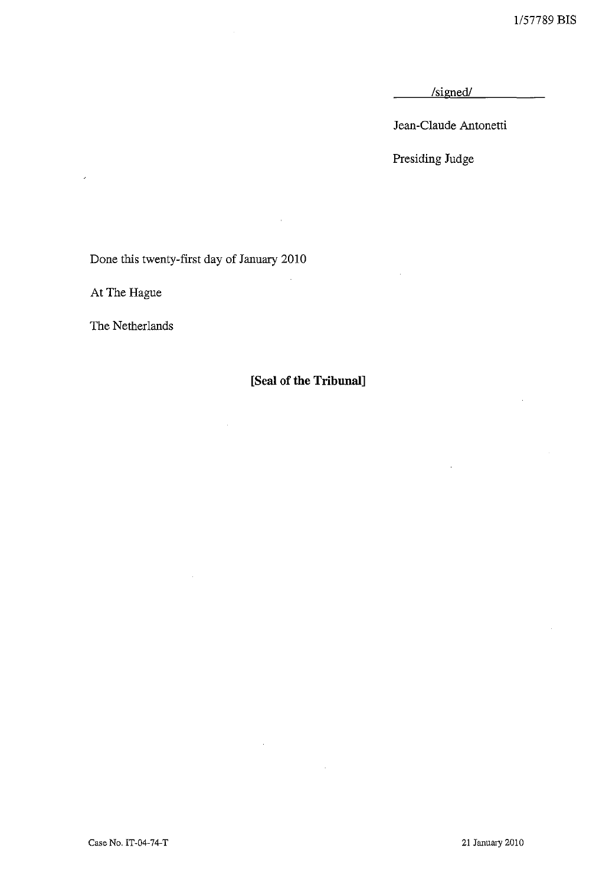/signed/

Jean-Claude Antonetti

Presiding Judge

Done this twenty-first day of January 2010

At The Hague

The Netherlands

**[Seal of the Tribunal]**